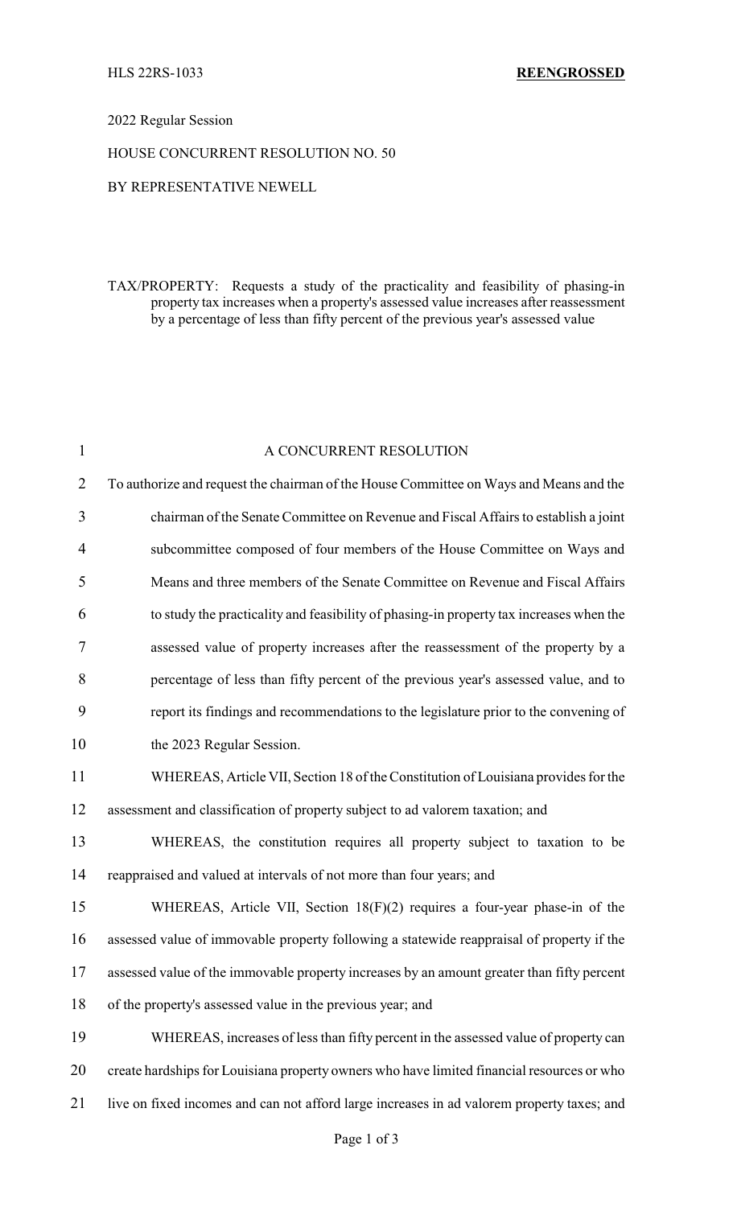HLS 22RS-1033 **REENGROSSED**

2022 Regular Session

HOUSE CONCURRENT RESOLUTION NO. 50

BY REPRESENTATIVE NEWELL

TAX/PROPERTY: Requests a study of the practicality and feasibility of phasing-in property tax increases when a property's assessed value increases after reassessment by a percentage of less than fifty percent of the previous year's assessed value

A CONCURRENT RESOLUTION

To authorize and request the chairman of the House Committee on Ways and Means and the chairman of the Senate Committee on Revenue and Fiscal Affairs to establish a joint subcommittee composed of four members of the House Committee on Ways and Means and three members of the Senate Committee on Revenue and Fiscal Affairs to study the practicality and feasibility of phasing-in property tax increases when the assessed value of property increases after the reassessment of the property by a percentage of less than fifty percent of the previous year's assessed value, and to report its findings and recommendations to the legislature prior to the convening of the 2023 Regular Session.

WHEREAS, Article VII, Section 18 of the Constitution of Louisiana provides for the assessment and classification of property subject to ad valorem taxation; and

WHEREAS, the constitution requires all property subject to taxation to be reappraised and valued at intervals of not more than four years; and

WHEREAS, Article VII, Section 18(F)(2) requires a four-year phase-in of the assessed value of immovable property following a statewide reappraisal of property if the assessed value of the immovable property increases by an amount greater than fifty percent of the property's assessed value in the previous year; and

WHEREAS, increases of less than fifty percent in the assessed value of property can create hardships for Louisiana property owners who have limited financial resources or who live on fixed incomes and can not afford large increases in ad valorem property taxes; and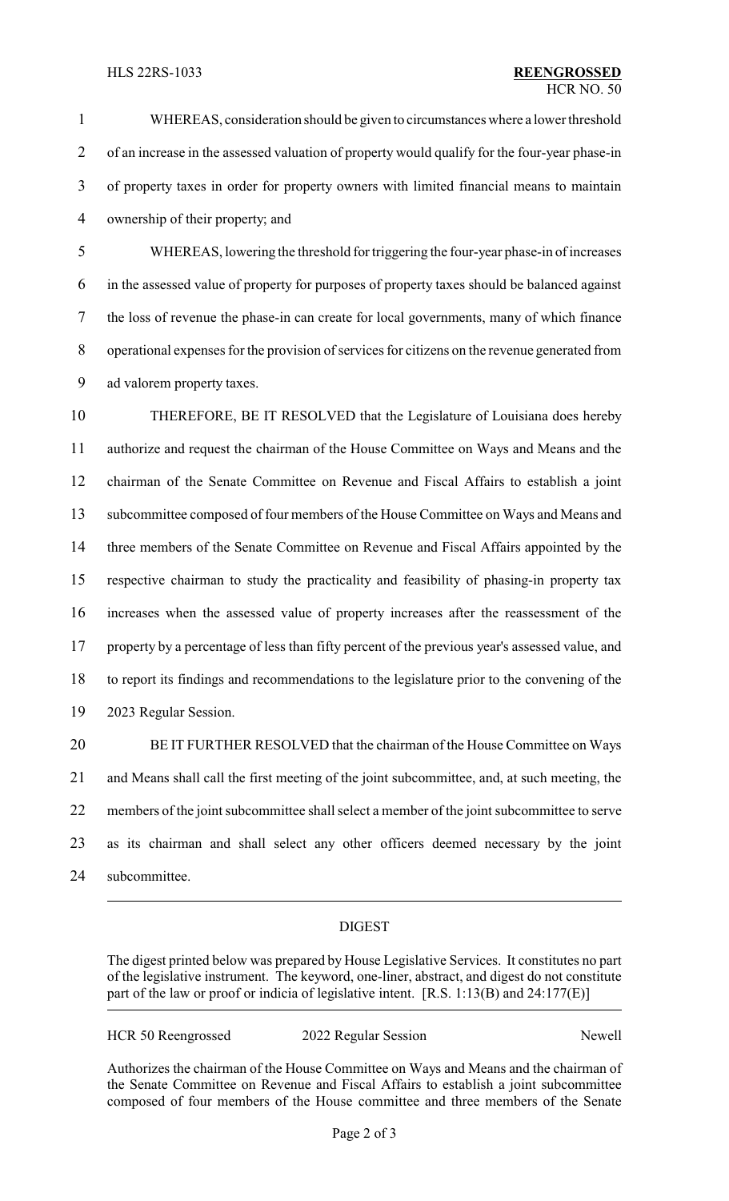WHEREAS, consideration should be given to circumstances where a lower threshold of an increase in the assessed valuation of property would qualify for the four-year phase-in of property taxes in order for property owners with limited financial means to maintain ownership of their property; and

WHEREAS, lowering the threshold for triggering the four-year phase-in of increases in the assessed value of property for purposes of property taxes should be balanced against the loss of revenue the phase-in can create for local governments, many of which finance operational expenses for the provision of services for citizens on the revenue generated from ad valorem property taxes.

THEREFORE, BE IT RESOLVED that the Legislature of Louisiana does hereby authorize and request the chairman of the House Committee on Ways and Means and the chairman of the Senate Committee on Revenue and Fiscal Affairs to establish a joint subcommittee composed of four members of the House Committee on Ways and Means and three members of the Senate Committee on Revenue and Fiscal Affairs appointed by the respective chairman to study the practicality and feasibility of phasing-in property tax increases when the assessed value of property increases after the reassessment of the property by a percentage of less than fifty percent of the previous year's assessed value, and to report its findings and recommendations to the legislature prior to the convening of the 2023 Regular Session.

BE IT FURTHER RESOLVED that the chairman of the House Committee on Ways and Means shall call the first meeting of the joint subcommittee, and, at such meeting, the members of the joint subcommittee shall select a member of the joint subcommittee to serve as its chairman and shall select any other officers deemed necessary by the joint subcommittee.

---

## DIGEST

The digest printed below was prepared by House Legislative Services. It constitutes no part of the legislative instrument. The keyword, one-liner, abstract, and digest do not constitute part of the law or proof or indicia of legislative intent. [R.S. 1:13(B) and 24:177(E)]

HCR 50 Reengrossed 2022 Regular Session Newell

Authorizes the chairman of the House Committee on Ways and Means and the chairman of the Senate Committee on Revenue and Fiscal Affairs to establish a joint subcommittee composed of four members of the House committee and three members of the Senate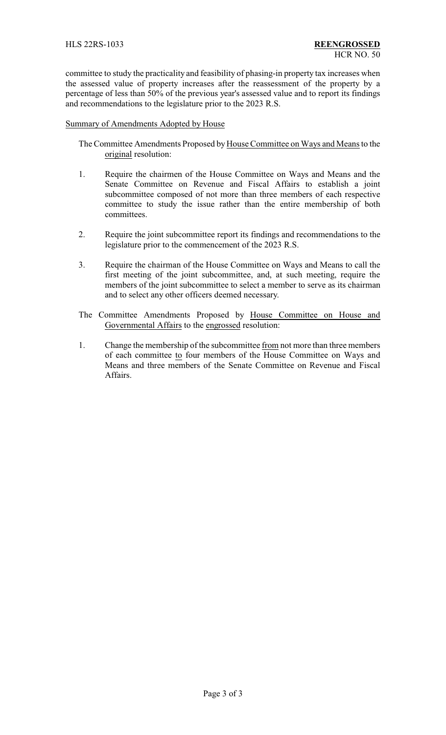committee to study the practicality and feasibility of phasing-in property tax increases when the assessed value of property increases after the reassessment of the property by a percentage of less than 50% of the previous year's assessed value and to report its findings and recommendations to the legislature prior to the 2023 R.S.

Summary of Amendments Adopted by House

The Committee Amendments Proposed by House Committee on Ways and Means to the original resolution:

1. Require the chairmen of the House Committee on Ways and Means and the Senate Committee on Revenue and Fiscal Affairs to establish a joint subcommittee composed of not more than three members of each respective committee to study the issue rather than the entire membership of both committees.

2. Require the joint subcommittee report its findings and recommendations to the legislature prior to the commencement of the 2023 R.S.

3. Require the chairman of the House Committee on Ways and Means to call the first meeting of the joint subcommittee, and, at such meeting, require the members of the joint subcommittee to select a member to serve as its chairman and to select any other officers deemed necessary.

The Committee Amendments Proposed by House Committee on House and Governmental Affairs to the engrossed resolution:

1. Change the membership of the subcommittee from not more than three members of each committee to four members of the House Committee on Ways and Means and three members of the Senate Committee on Revenue and Fiscal Affairs.